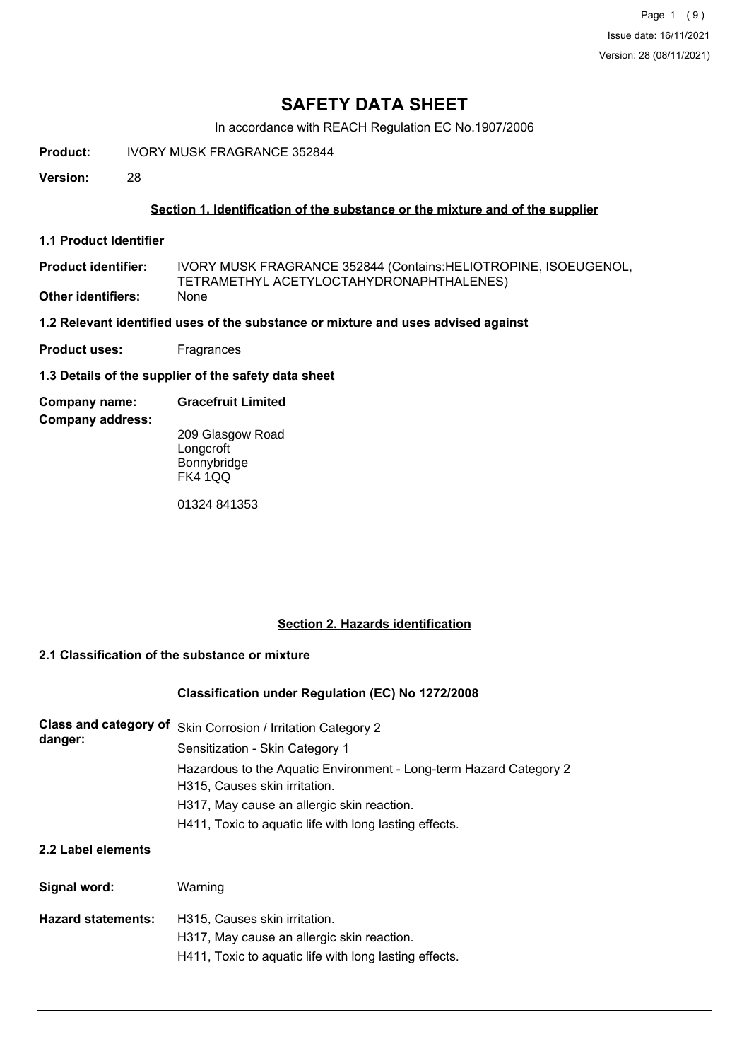# SAFETY DATA SHEET

In accordance with REACH Regulation EC No.1907/2006

**Product:** IVORY MUSK FRAGRANCE 352844

**Version:** 28

## Section 1. Identification of the substance or the mixture and of the supplier

### 1.1 Product Identifier

**Product identifier:** IVORY MUSK FRAGRANCE 352844 (Contains:HELIOTROPINE, ISOEUGENOL, TETRAMETHYL ACETYLOCTAHYDRONAPHTHALENES)

**Other identifiers:** None

### 1.2 Relevant identified uses of the substance or mixture and uses advised against

**Product uses:** Fragrances

### 1.3 Details of the supplier of the safety data sheet

**Company name:** **Gracefruit Limited**

**Company address:**

209 Glasgow Road
Longcroft
Bonnybridge
FK4 1QQ

01324 841353

## Section 2. Hazards identification

### 2.1 Classification of the substance or mixture

**Classification under Regulation (EC) No 1272/2008**

**Class and category of danger:**

Skin Corrosion / Irritation Category 2
Sensitization - Skin Category 1
Hazardous to the Aquatic Environment - Long-term Hazard Category 2
H315, Causes skin irritation.
H317, May cause an allergic skin reaction.
H411, Toxic to aquatic life with long lasting effects.

### 2.2 Label elements

**Signal word:** Warning

**Hazard statements:**

H315, Causes skin irritation.
H317, May cause an allergic skin reaction.
H411, Toxic to aquatic life with long lasting effects.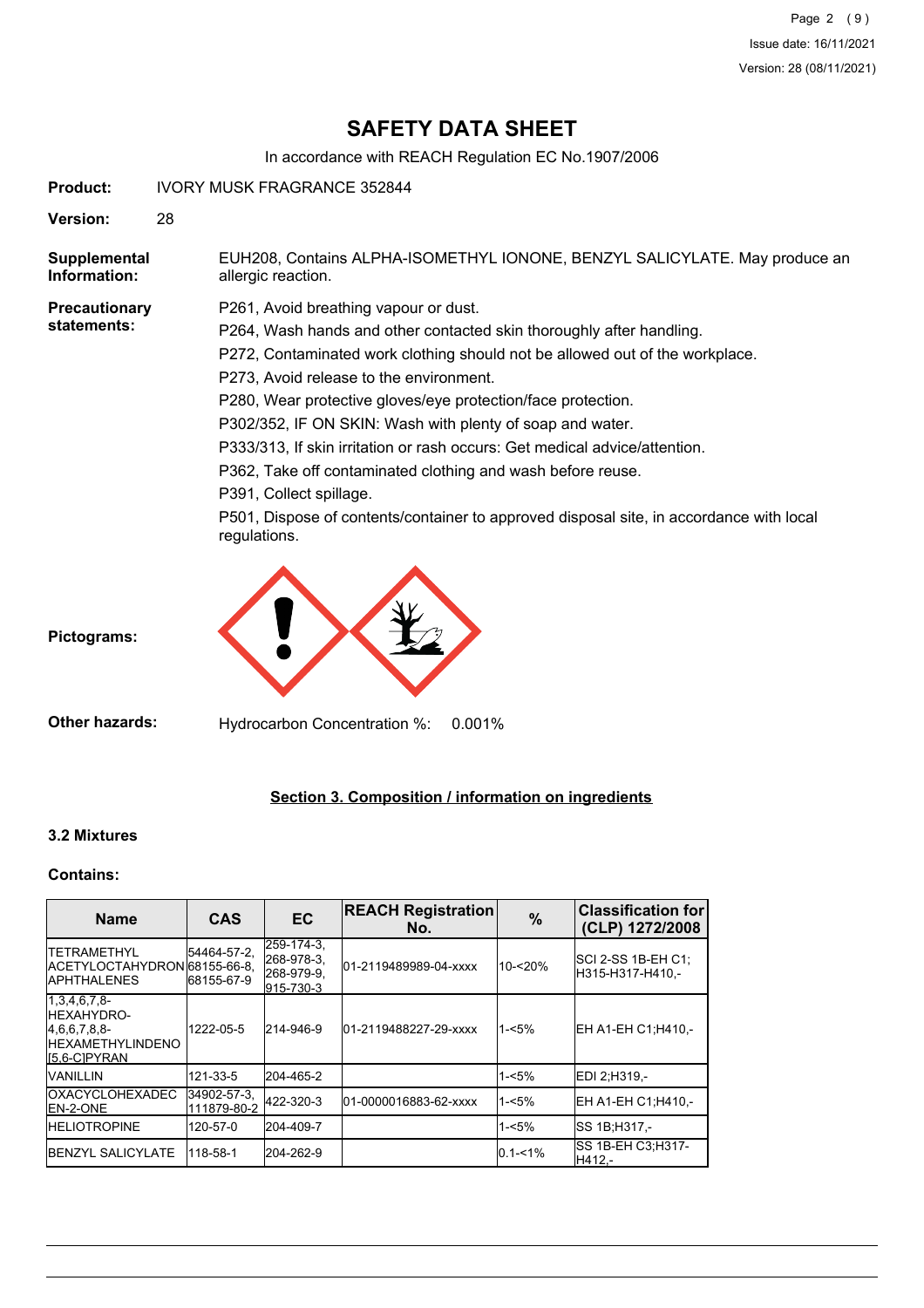# SAFETY DATA SHEET

In accordance with REACH Regulation EC No.1907/2006

**Product:** IVORY MUSK FRAGRANCE 352844

**Version:** 28

**Supplemental Information:** EUH208, Contains ALPHA-ISOMETHYL IONONE, BENZYL SALICYLATE. May produce an allergic reaction.

**Precautionary statements:**

P261, Avoid breathing vapour or dust.

P264, Wash hands and other contacted skin thoroughly after handling.

P272, Contaminated work clothing should not be allowed out of the workplace.

P273, Avoid release to the environment.

P280, Wear protective gloves/eye protection/face protection.

P302/352, IF ON SKIN: Wash with plenty of soap and water.

P333/313, If skin irritation or rash occurs: Get medical advice/attention.

P362, Take off contaminated clothing and wash before reuse.

P391, Collect spillage.

P501, Dispose of contents/container to approved disposal site, in accordance with local regulations.

**Pictograms:**

**Other hazards:** Hydrocarbon Concentration %: 0.001%

## Section 3. Composition / information on ingredients

### 3.2 Mixtures

**Contains:**

| Name | CAS | EC | REACH Registration No. | % | Classification for (CLP) 1272/2008 |
|---|---|---|---|---|---|
| TETRAMETHYL ACETYLOCTAHYDRONAPHTHALENES | 54464-57-2, 68155-66-8, 68155-67-9 | 259-174-3, 268-978-3, 268-979-9, 915-730-3 | 01-2119489989-04-xxxx | 10-<20% | SCI 2-SS 1B-EH C1;H315-H317-H410,- |
| 1,3,4,6,7,8-HEXAHYDRO-4,6,6,7,8,8-HEXAMETHYLINDENO[5,6-C]PYRAN | 1222-05-5 | 214-946-9 | 01-2119488227-29-xxxx | 1-<5% | EH A1-EH C1;H410,- |
| VANILLIN | 121-33-5 | 204-465-2 | | 1-<5% | EDI 2;H319,- |
| OXACYCLOHEXADECEN-2-ONE | 34902-57-3, 111879-80-2 | 422-320-3 | 01-0000016883-62-xxxx | 1-<5% | EH A1-EH C1;H410,- |
| HELIOTROPINE | 120-57-0 | 204-409-7 | | 1-<5% | SS 1B;H317,- |
| BENZYL SALICYLATE | 118-58-1 | 204-262-9 | | 0.1-<1% | SS 1B-EH C3;H317-H412,- |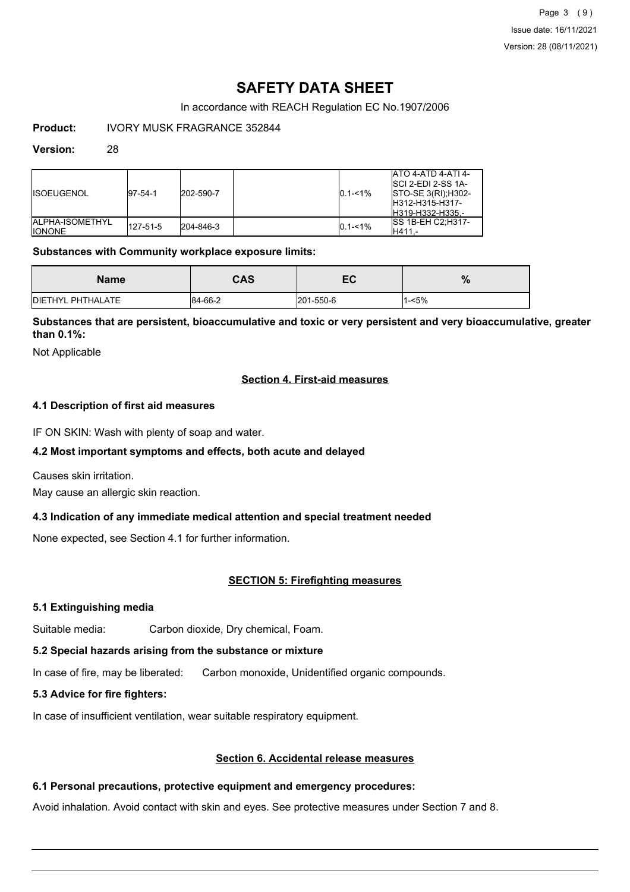**Product:** IVORY MUSK FRAGRANCE 352844

**Version:** 28

| | | | | | |
|---|---|---|---|---|---|
| ISOEUGENOL | 97-54-1 | 202-590-7 | | 0.1-<1% | ATO 4-ATD 4-ATI 4-SCI 2-EDI 2-SS 1A-STO-SE 3(RI);H302-H312-H315-H317-H319-H332-H335,- |
| ALPHA-ISOMETHYL IONONE | 127-51-5 | 204-846-3 | | 0.1-<1% | SS 1B-EH C2;H317-H411,- |

**Substances with Community workplace exposure limits:**

| Name | CAS | EC | % |
|---|---|---|---|
| DIETHYL PHTHALATE | 84-66-2 | 201-550-6 | 1-<5% |

**Substances that are persistent, bioaccumulative and toxic or very persistent and very bioaccumulative, greater than 0.1%:**

Not Applicable

## Section 4. First-aid measures

### 4.1 Description of first aid measures

IF ON SKIN: Wash with plenty of soap and water.

### 4.2 Most important symptoms and effects, both acute and delayed

Causes skin irritation.

May cause an allergic skin reaction.

### 4.3 Indication of any immediate medical attention and special treatment needed

None expected, see Section 4.1 for further information.

## SECTION 5: Firefighting measures

### 5.1 Extinguishing media

Suitable media: Carbon dioxide, Dry chemical, Foam.

### 5.2 Special hazards arising from the substance or mixture

In case of fire, may be liberated: Carbon monoxide, Unidentified organic compounds.

### 5.3 Advice for fire fighters:

In case of insufficient ventilation, wear suitable respiratory equipment.

## Section 6. Accidental release measures

### 6.1 Personal precautions, protective equipment and emergency procedures:

Avoid inhalation. Avoid contact with skin and eyes. See protective measures under Section 7 and 8.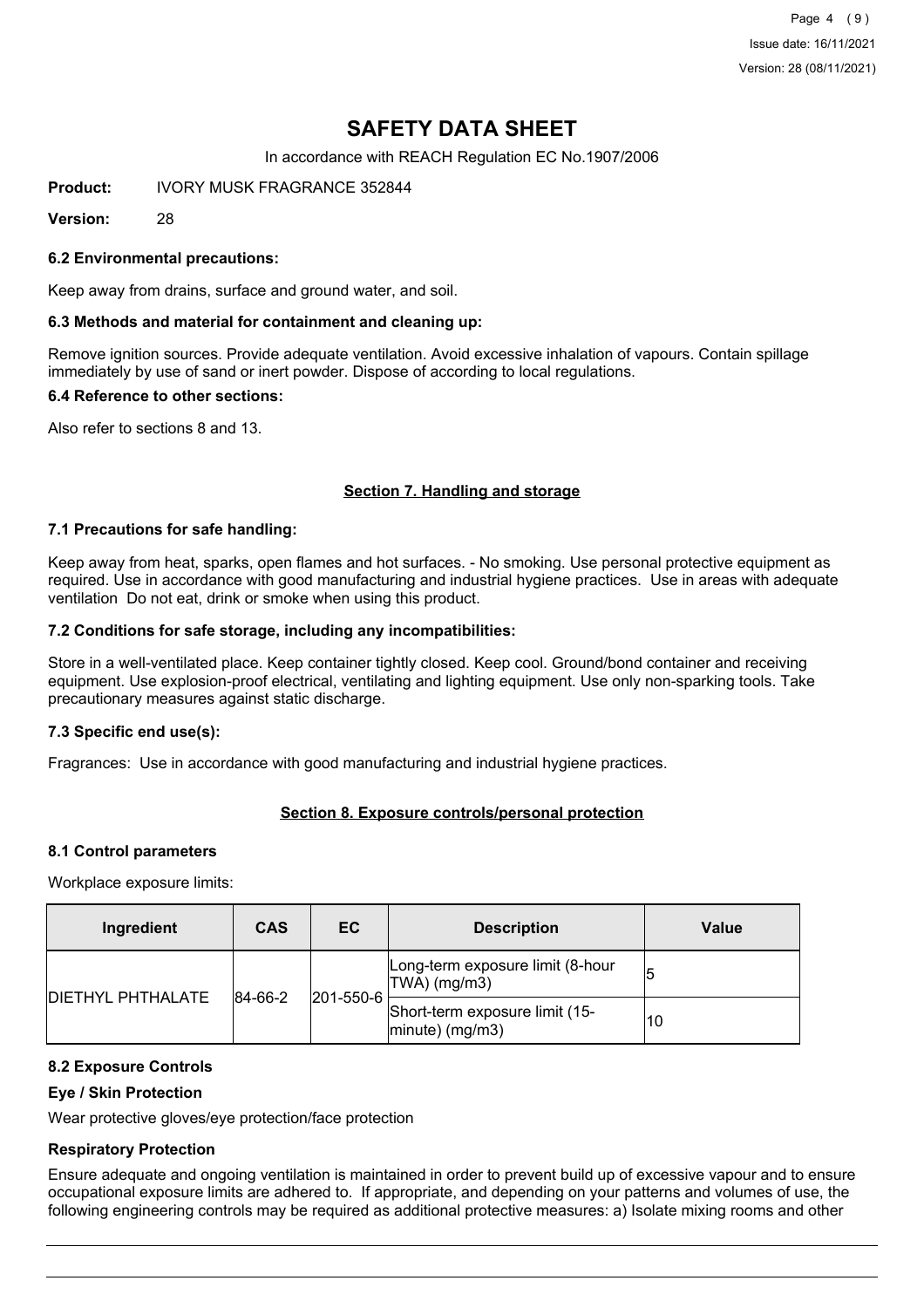# SAFETY DATA SHEET

In accordance with REACH Regulation EC No.1907/2006

**Product:** IVORY MUSK FRAGRANCE 352844

**Version:** 28

### 6.2 Environmental precautions:

Keep away from drains, surface and ground water, and soil.

### 6.3 Methods and material for containment and cleaning up:

Remove ignition sources. Provide adequate ventilation. Avoid excessive inhalation of vapours. Contain spillage immediately by use of sand or inert powder. Dispose of according to local regulations.

### 6.4 Reference to other sections:

Also refer to sections 8 and 13.

## Section 7. Handling and storage

### 7.1 Precautions for safe handling:

Keep away from heat, sparks, open flames and hot surfaces. - No smoking. Use personal protective equipment as required. Use in accordance with good manufacturing and industrial hygiene practices. Use in areas with adequate ventilation Do not eat, drink or smoke when using this product.

### 7.2 Conditions for safe storage, including any incompatibilities:

Store in a well-ventilated place. Keep container tightly closed. Keep cool. Ground/bond container and receiving equipment. Use explosion-proof electrical, ventilating and lighting equipment. Use only non-sparking tools. Take precautionary measures against static discharge.

### 7.3 Specific end use(s):

Fragrances: Use in accordance with good manufacturing and industrial hygiene practices.

## Section 8. Exposure controls/personal protection

### 8.1 Control parameters

Workplace exposure limits:

| Ingredient | CAS | EC | Description | Value |
|---|---|---|---|---|
| DIETHYL PHTHALATE | 84-66-2 | 201-550-6 | Long-term exposure limit (8-hour TWA) (mg/m3) | 5 |
| | | | Short-term exposure limit (15-minute) (mg/m3) | 10 |

### 8.2 Exposure Controls

**Eye / Skin Protection**

Wear protective gloves/eye protection/face protection

**Respiratory Protection**

Ensure adequate and ongoing ventilation is maintained in order to prevent build up of excessive vapour and to ensure occupational exposure limits are adhered to. If appropriate, and depending on your patterns and volumes of use, the following engineering controls may be required as additional protective measures: a) Isolate mixing rooms and other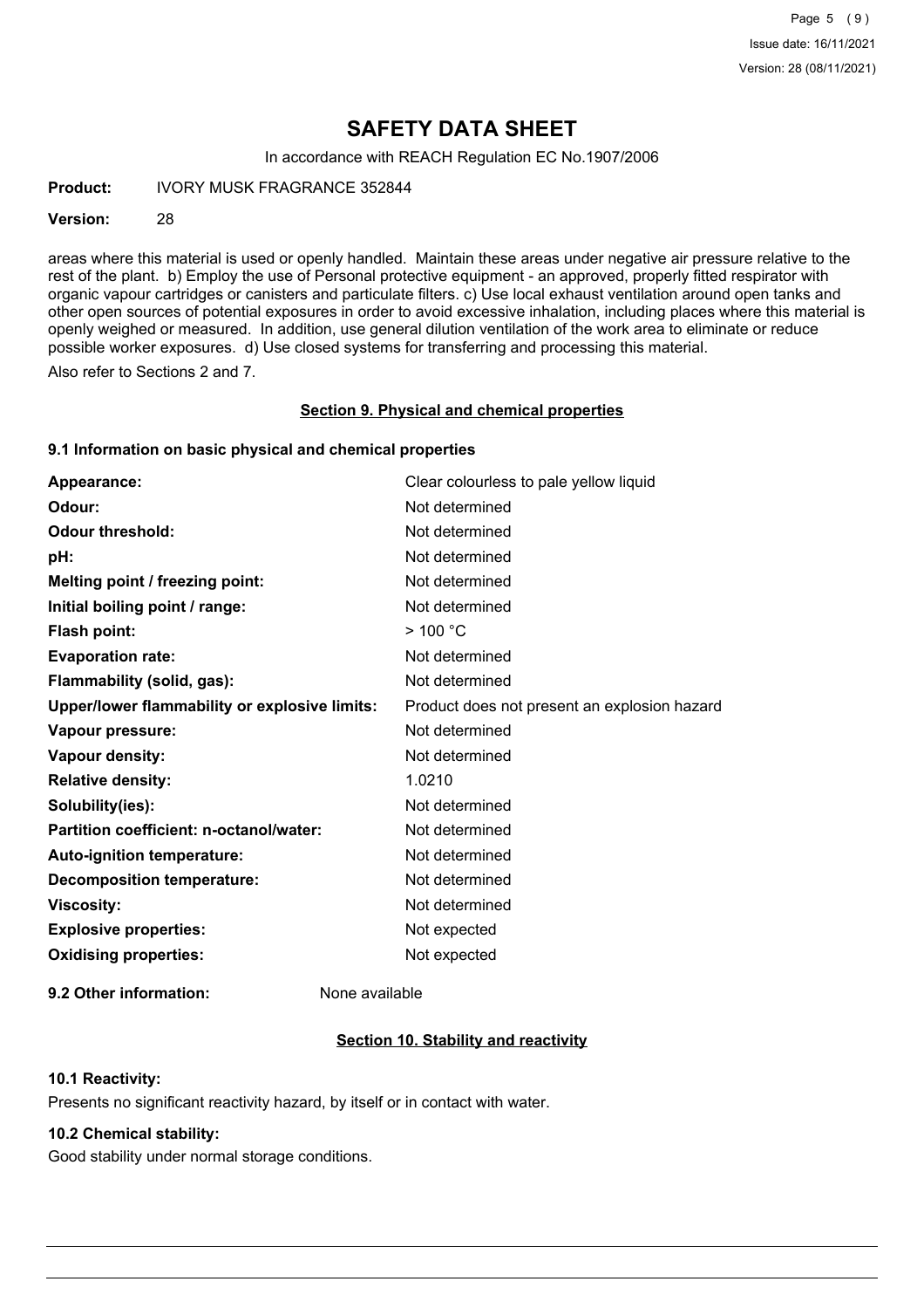areas where this material is used or openly handled. Maintain these areas under negative air pressure relative to the rest of the plant. b) Employ the use of Personal protective equipment - an approved, properly fitted respirator with organic vapour cartridges or canisters and particulate filters. c) Use local exhaust ventilation around open tanks and other open sources of potential exposures in order to avoid excessive inhalation, including places where this material is openly weighed or measured. In addition, use general dilution ventilation of the work area to eliminate or reduce possible worker exposures. d) Use closed systems for transferring and processing this material.

Also refer to Sections 2 and 7.

## Section 9. Physical and chemical properties

### 9.1 Information on basic physical and chemical properties

| | |
|---|---|
| **Appearance:** | Clear colourless to pale yellow liquid |
| **Odour:** | Not determined |
| **Odour threshold:** | Not determined |
| **pH:** | Not determined |
| **Melting point / freezing point:** | Not determined |
| **Initial boiling point / range:** | Not determined |
| **Flash point:** | > 100 °C |
| **Evaporation rate:** | Not determined |
| **Flammability (solid, gas):** | Not determined |
| **Upper/lower flammability or explosive limits:** | Product does not present an explosion hazard |
| **Vapour pressure:** | Not determined |
| **Vapour density:** | Not determined |
| **Relative density:** | 1.0210 |
| **Solubility(ies):** | Not determined |
| **Partition coefficient: n-octanol/water:** | Not determined |
| **Auto-ignition temperature:** | Not determined |
| **Decomposition temperature:** | Not determined |
| **Viscosity:** | Not determined |
| **Explosive properties:** | Not expected |
| **Oxidising properties:** | Not expected |

**9.2 Other information:** None available

## Section 10. Stability and reactivity

### 10.1 Reactivity:

Presents no significant reactivity hazard, by itself or in contact with water.

### 10.2 Chemical stability:

Good stability under normal storage conditions.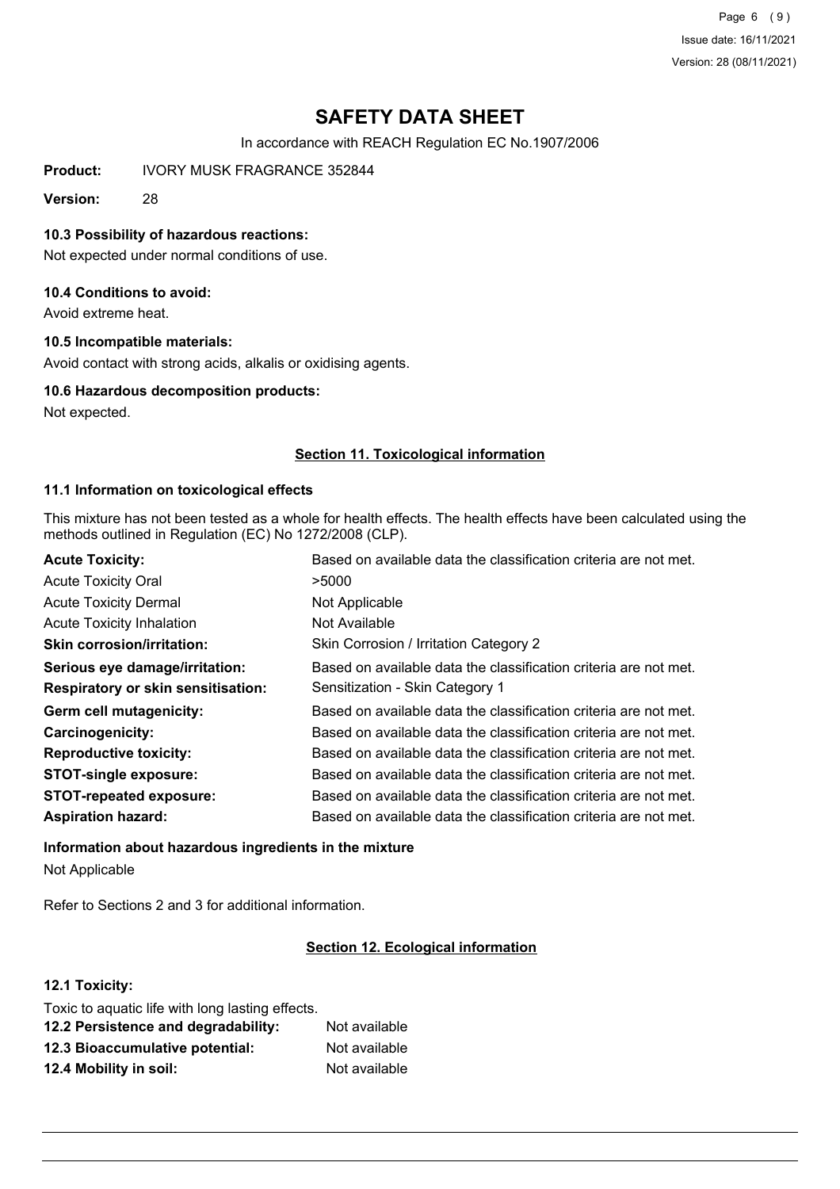# SAFETY DATA SHEET

In accordance with REACH Regulation EC No.1907/2006

**Product:** IVORY MUSK FRAGRANCE 352844

**Version:** 28

### 10.3 Possibility of hazardous reactions:

Not expected under normal conditions of use.

### 10.4 Conditions to avoid:

Avoid extreme heat.

### 10.5 Incompatible materials:

Avoid contact with strong acids, alkalis or oxidising agents.

### 10.6 Hazardous decomposition products:

Not expected.

## Section 11. Toxicological information

### 11.1 Information on toxicological effects

This mixture has not been tested as a whole for health effects. The health effects have been calculated using the methods outlined in Regulation (EC) No 1272/2008 (CLP).

| | |
|---|---|
| **Acute Toxicity:** | Based on available data the classification criteria are not met. |
| Acute Toxicity Oral | >5000 |
| Acute Toxicity Dermal | Not Applicable |
| Acute Toxicity Inhalation | Not Available |
| **Skin corrosion/irritation:** | Skin Corrosion / Irritation Category 2 |
| **Serious eye damage/irritation:** | Based on available data the classification criteria are not met. |
| **Respiratory or skin sensitisation:** | Sensitization - Skin Category 1 |
| **Germ cell mutagenicity:** | Based on available data the classification criteria are not met. |
| **Carcinogenicity:** | Based on available data the classification criteria are not met. |
| **Reproductive toxicity:** | Based on available data the classification criteria are not met. |
| **STOT-single exposure:** | Based on available data the classification criteria are not met. |
| **STOT-repeated exposure:** | Based on available data the classification criteria are not met. |
| **Aspiration hazard:** | Based on available data the classification criteria are not met. |

**Information about hazardous ingredients in the mixture**

Not Applicable

Refer to Sections 2 and 3 for additional information.

## Section 12. Ecological information

### 12.1 Toxicity:

Toxic to aquatic life with long lasting effects.

| | |
|---|---|
| **12.2 Persistence and degradability:** | Not available |
| **12.3 Bioaccumulative potential:** | Not available |
| **12.4 Mobility in soil:** | Not available |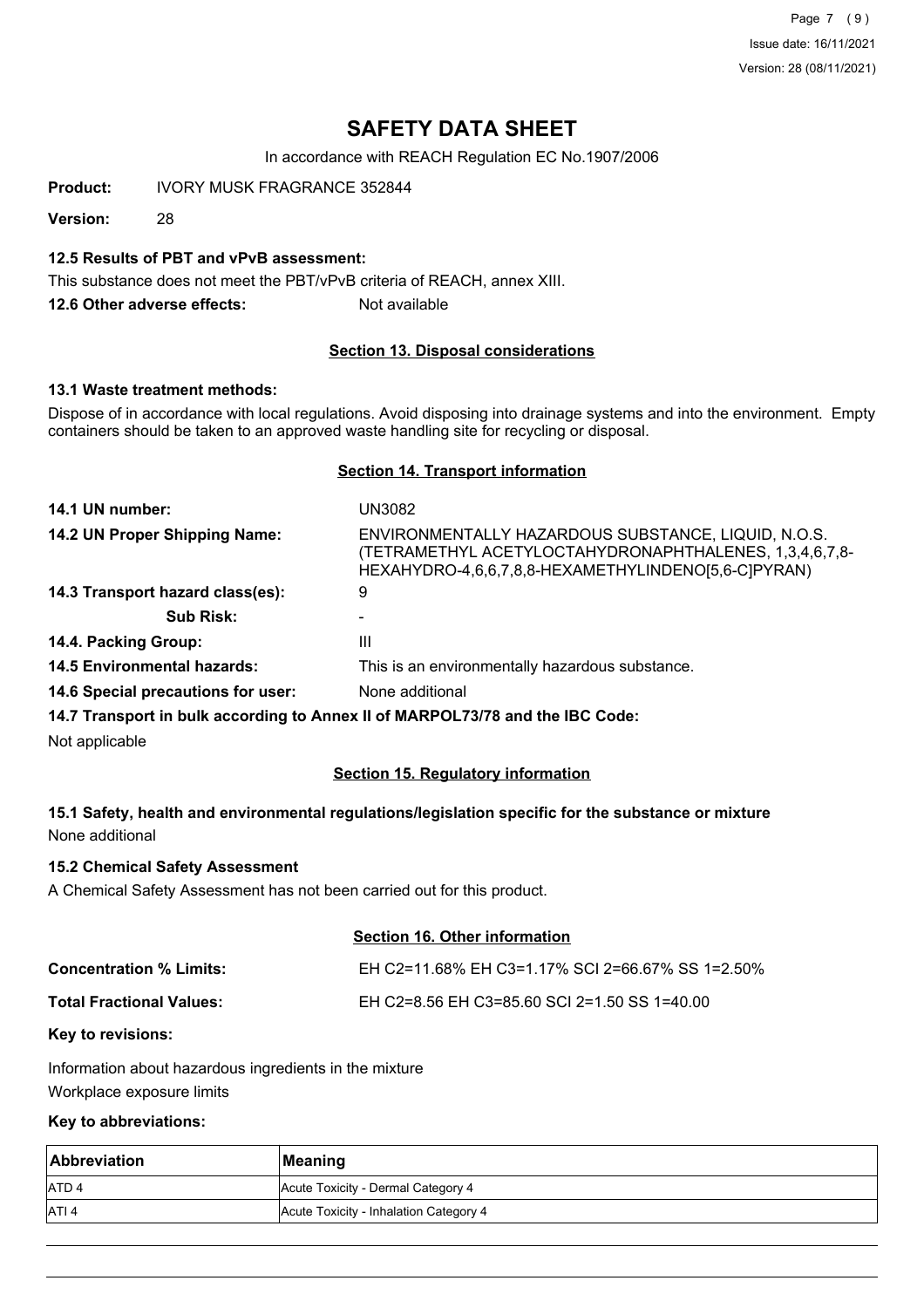# SAFETY DATA SHEET

In accordance with REACH Regulation EC No.1907/2006

**Product:** IVORY MUSK FRAGRANCE 352844

**Version:** 28

### 12.5 Results of PBT and vPvB assessment:

This substance does not meet the PBT/vPvB criteria of REACH, annex XIII.

**12.6 Other adverse effects:** Not available

## Section 13. Disposal considerations

### 13.1 Waste treatment methods:

Dispose of in accordance with local regulations. Avoid disposing into drainage systems and into the environment. Empty containers should be taken to an approved waste handling site for recycling or disposal.

## Section 14. Transport information

**14.1 UN number:** UN3082

**14.2 UN Proper Shipping Name:** ENVIRONMENTALLY HAZARDOUS SUBSTANCE, LIQUID, N.O.S. (TETRAMETHYL ACETYLOCTAHYDRONAPHTHALENES, 1,3,4,6,7,8-HEXAHYDRO-4,6,6,7,8,8-HEXAMETHYLINDENO[5,6-C]PYRAN)

**14.3 Transport hazard class(es):** 9

**Sub Risk:** -

**14.4. Packing Group:** III

**14.5 Environmental hazards:** This is an environmentally hazardous substance.

**14.6 Special precautions for user:** None additional

**14.7 Transport in bulk according to Annex II of MARPOL73/78 and the IBC Code:**

Not applicable

## Section 15. Regulatory information

### 15.1 Safety, health and environmental regulations/legislation specific for the substance or mixture

None additional

### 15.2 Chemical Safety Assessment

A Chemical Safety Assessment has not been carried out for this product.

## Section 16. Other information

**Concentration % Limits:** EH C2=11.68% EH C3=1.17% SCI 2=66.67% SS 1=2.50%

**Total Fractional Values:** EH C2=8.56 EH C3=85.60 SCI 2=1.50 SS 1=40.00

**Key to revisions:**

Information about hazardous ingredients in the mixture

Workplace exposure limits

**Key to abbreviations:**

| Abbreviation | Meaning |
| --- | --- |
| ATD 4 | Acute Toxicity - Dermal Category 4 |
| ATI 4 | Acute Toxicity - Inhalation Category 4 |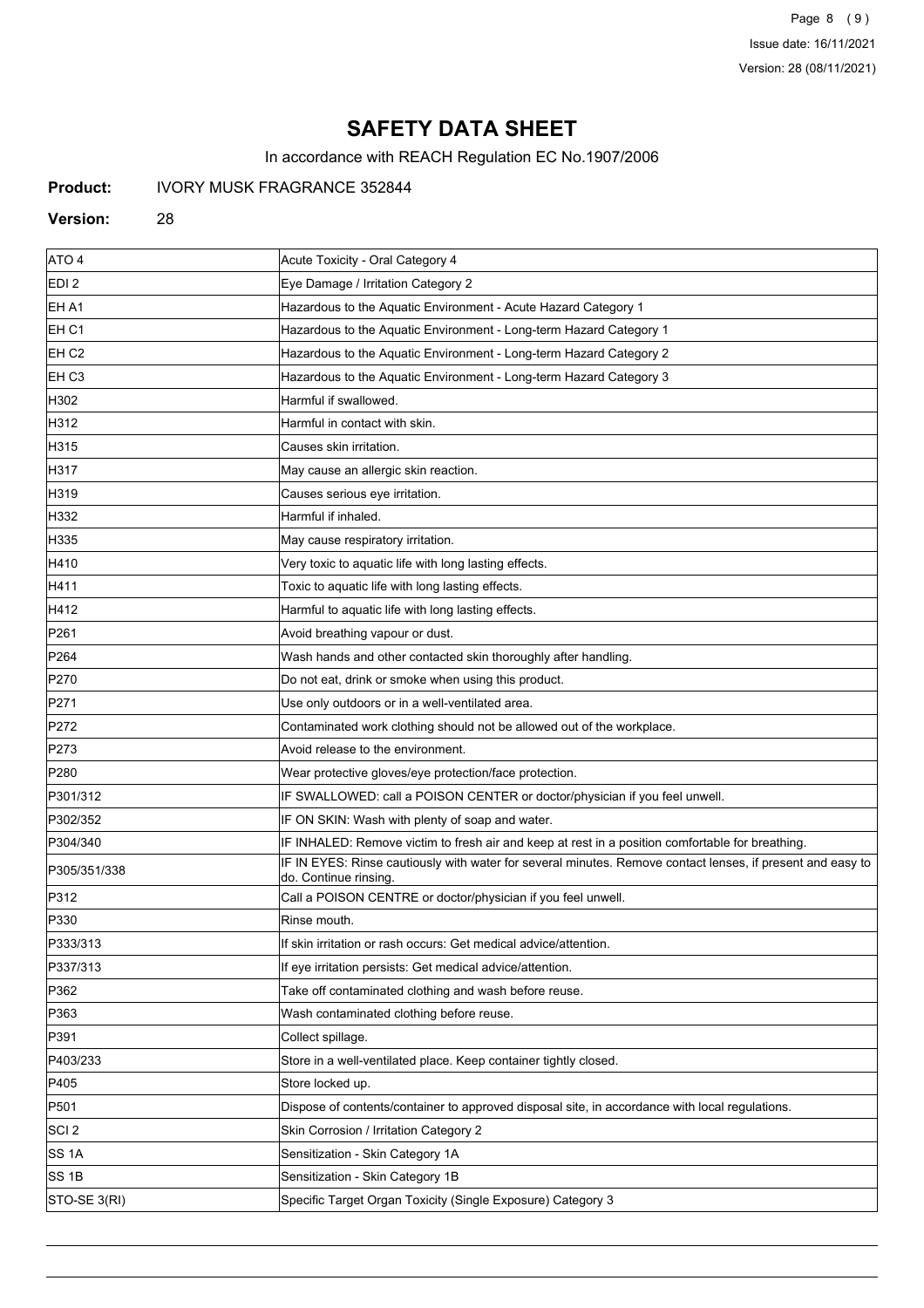# SAFETY DATA SHEET

In accordance with REACH Regulation EC No.1907/2006

**Product:** IVORY MUSK FRAGRANCE 352844

**Version:** 28

| | |
|---|---|
| ATO 4 | Acute Toxicity - Oral Category 4 |
| EDI 2 | Eye Damage / Irritation Category 2 |
| EH A1 | Hazardous to the Aquatic Environment - Acute Hazard Category 1 |
| EH C1 | Hazardous to the Aquatic Environment - Long-term Hazard Category 1 |
| EH C2 | Hazardous to the Aquatic Environment - Long-term Hazard Category 2 |
| EH C3 | Hazardous to the Aquatic Environment - Long-term Hazard Category 3 |
| H302 | Harmful if swallowed. |
| H312 | Harmful in contact with skin. |
| H315 | Causes skin irritation. |
| H317 | May cause an allergic skin reaction. |
| H319 | Causes serious eye irritation. |
| H332 | Harmful if inhaled. |
| H335 | May cause respiratory irritation. |
| H410 | Very toxic to aquatic life with long lasting effects. |
| H411 | Toxic to aquatic life with long lasting effects. |
| H412 | Harmful to aquatic life with long lasting effects. |
| P261 | Avoid breathing vapour or dust. |
| P264 | Wash hands and other contacted skin thoroughly after handling. |
| P270 | Do not eat, drink or smoke when using this product. |
| P271 | Use only outdoors or in a well-ventilated area. |
| P272 | Contaminated work clothing should not be allowed out of the workplace. |
| P273 | Avoid release to the environment. |
| P280 | Wear protective gloves/eye protection/face protection. |
| P301/312 | IF SWALLOWED: call a POISON CENTER or doctor/physician if you feel unwell. |
| P302/352 | IF ON SKIN: Wash with plenty of soap and water. |
| P304/340 | IF INHALED: Remove victim to fresh air and keep at rest in a position comfortable for breathing. |
| P305/351/338 | IF IN EYES: Rinse cautiously with water for several minutes. Remove contact lenses, if present and easy to do. Continue rinsing. |
| P312 | Call a POISON CENTRE or doctor/physician if you feel unwell. |
| P330 | Rinse mouth. |
| P333/313 | If skin irritation or rash occurs: Get medical advice/attention. |
| P337/313 | If eye irritation persists: Get medical advice/attention. |
| P362 | Take off contaminated clothing and wash before reuse. |
| P363 | Wash contaminated clothing before reuse. |
| P391 | Collect spillage. |
| P403/233 | Store in a well-ventilated place. Keep container tightly closed. |
| P405 | Store locked up. |
| P501 | Dispose of contents/container to approved disposal site, in accordance with local regulations. |
| SCI 2 | Skin Corrosion / Irritation Category 2 |
| SS 1A | Sensitization - Skin Category 1A |
| SS 1B | Sensitization - Skin Category 1B |
| STO-SE 3(RI) | Specific Target Organ Toxicity (Single Exposure) Category 3 |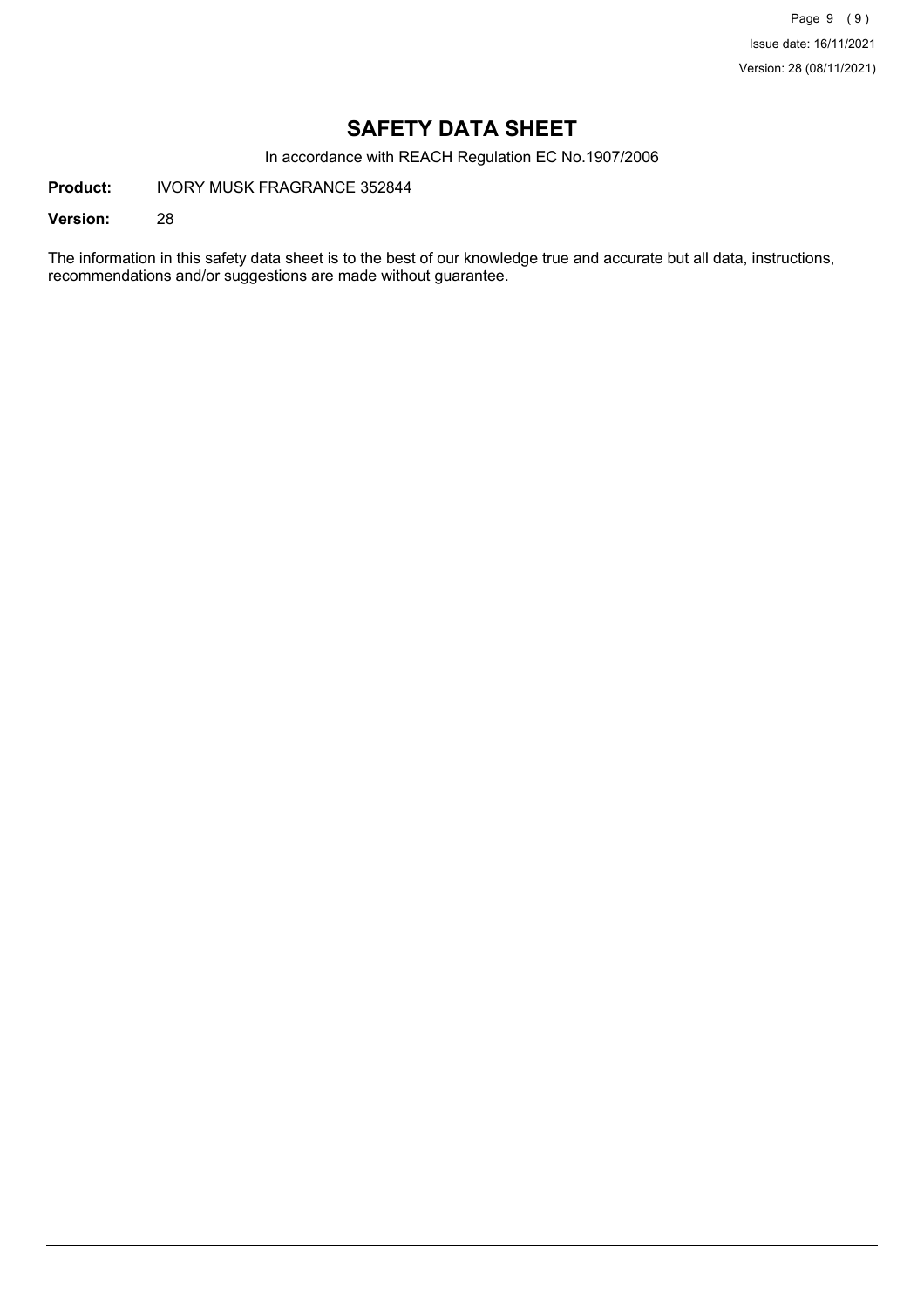# SAFETY DATA SHEET

In accordance with REACH Regulation EC No.1907/2006

**Product:** IVORY MUSK FRAGRANCE 352844

**Version:** 28

The information in this safety data sheet is to the best of our knowledge true and accurate but all data, instructions, recommendations and/or suggestions are made without guarantee.